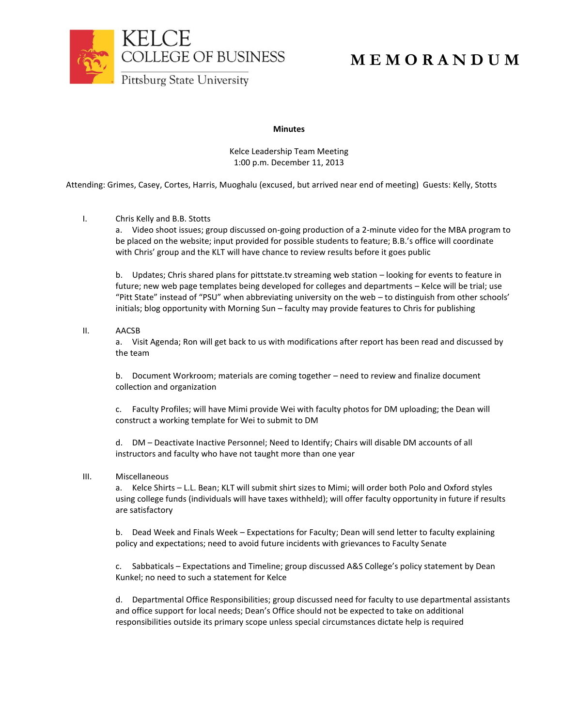KELCE
COLLEGE OF BUSINESS
Pittsburg State University

# MEMORANDUM

**Minutes**

Kelce Leadership Team Meeting
1:00 p.m. December 11, 2013

Attending: Grimes, Casey, Cortes, Harris, Muoghalu (excused, but arrived near end of meeting) Guests: Kelly, Stotts

I. Chris Kelly and B.B. Stotts

a. Video shoot issues; group discussed on-going production of a 2-minute video for the MBA program to be placed on the website; input provided for possible students to feature; B.B.'s office will coordinate with Chris' group and the KLT will have chance to review results before it goes public

b. Updates; Chris shared plans for pittstate.tv streaming web station – looking for events to feature in future; new web page templates being developed for colleges and departments – Kelce will be trial; use "Pitt State" instead of "PSU" when abbreviating university on the web – to distinguish from other schools' initials; blog opportunity with Morning Sun – faculty may provide features to Chris for publishing

II. AACSB

a. Visit Agenda; Ron will get back to us with modifications after report has been read and discussed by the team

b. Document Workroom; materials are coming together – need to review and finalize document collection and organization

c. Faculty Profiles; will have Mimi provide Wei with faculty photos for DM uploading; the Dean will construct a working template for Wei to submit to DM

d. DM – Deactivate Inactive Personnel; Need to Identify; Chairs will disable DM accounts of all instructors and faculty who have not taught more than one year

III. Miscellaneous

a. Kelce Shirts – L.L. Bean; KLT will submit shirt sizes to Mimi; will order both Polo and Oxford styles using college funds (individuals will have taxes withheld); will offer faculty opportunity in future if results are satisfactory

b. Dead Week and Finals Week – Expectations for Faculty; Dean will send letter to faculty explaining policy and expectations; need to avoid future incidents with grievances to Faculty Senate

c. Sabbaticals – Expectations and Timeline; group discussed A&S College's policy statement by Dean Kunkel; no need to such a statement for Kelce

d. Departmental Office Responsibilities; group discussed need for faculty to use departmental assistants and office support for local needs; Dean's Office should not be expected to take on additional responsibilities outside its primary scope unless special circumstances dictate help is required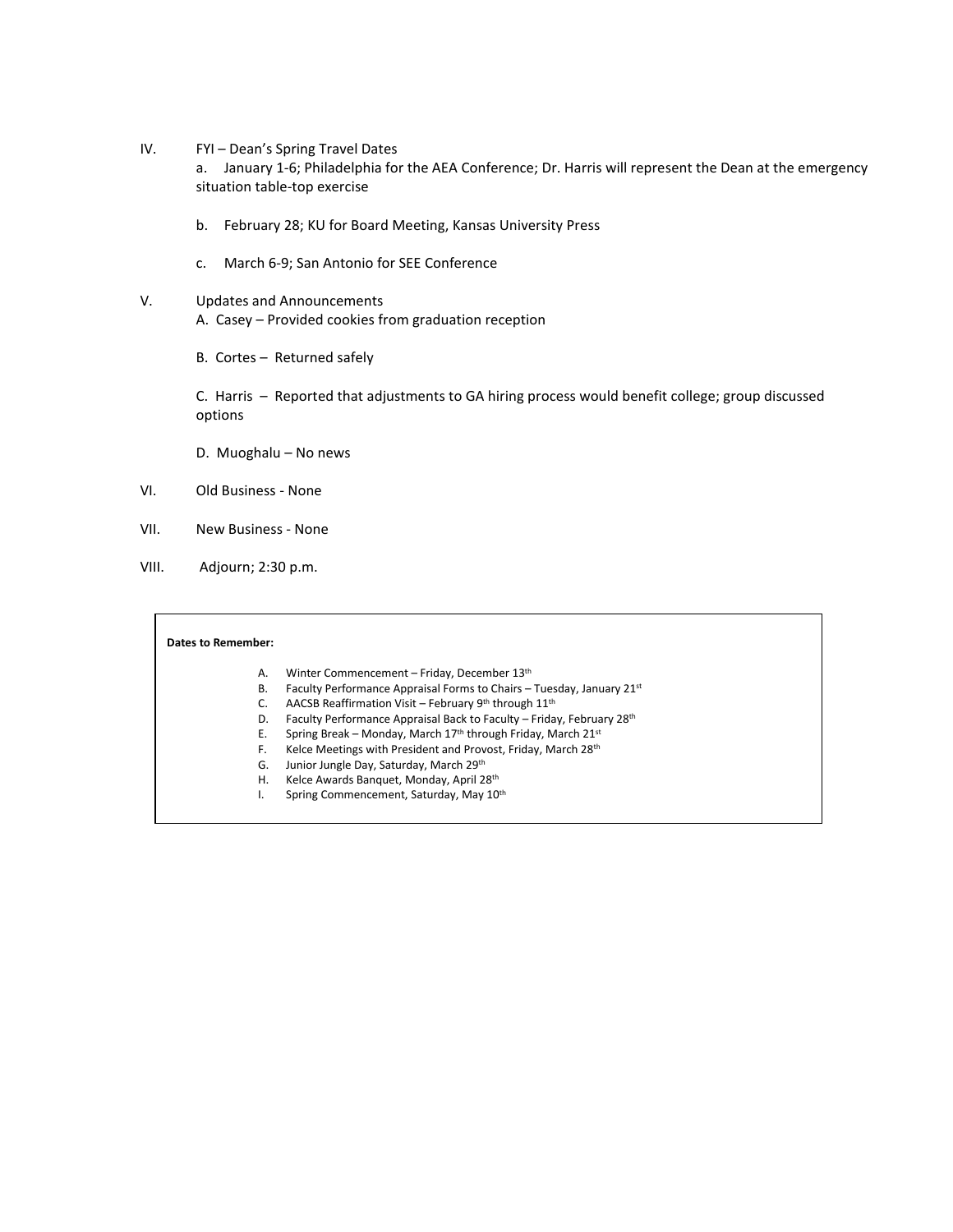IV. FYI – Dean's Spring Travel Dates

a. January 1-6; Philadelphia for the AEA Conference; Dr. Harris will represent the Dean at the emergency situation table-top exercise

b. February 28; KU for Board Meeting, Kansas University Press

c. March 6-9; San Antonio for SEE Conference

V. Updates and Announcements

A. Casey – Provided cookies from graduation reception

B. Cortes – Returned safely

C. Harris – Reported that adjustments to GA hiring process would benefit college; group discussed options

D. Muoghalu – No news

VI. Old Business - None

VII. New Business - None

VIII. Adjourn; 2:30 p.m.

**Dates to Remember:**

A. Winter Commencement – Friday, December 13th
B. Faculty Performance Appraisal Forms to Chairs – Tuesday, January 21st
C. AACSB Reaffirmation Visit – February 9th through 11th
D. Faculty Performance Appraisal Back to Faculty – Friday, February 28th
E. Spring Break – Monday, March 17th through Friday, March 21st
F. Kelce Meetings with President and Provost, Friday, March 28th
G. Junior Jungle Day, Saturday, March 29th
H. Kelce Awards Banquet, Monday, April 28th
I. Spring Commencement, Saturday, May 10th